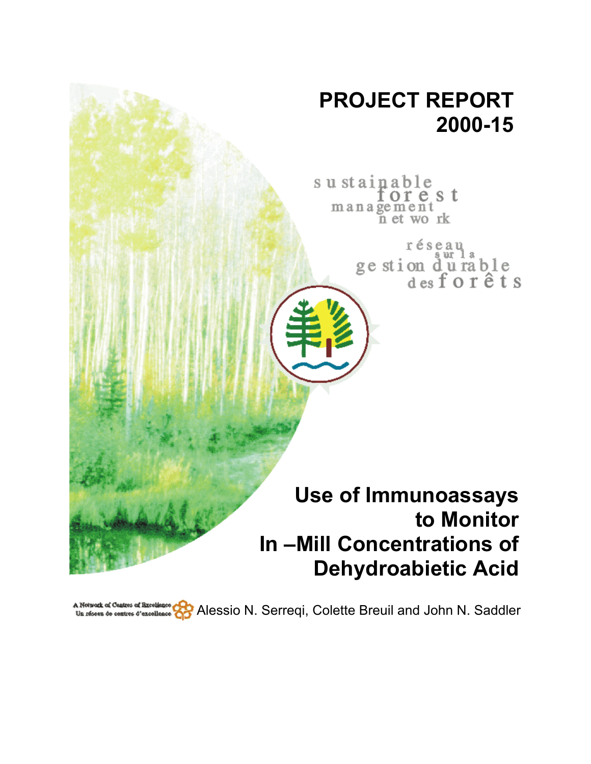# PROJECT REPORT 2000-15

sustainable forest management network

réseau sur la gestion durable des forêts

# Use of Immunoassays to Monitor In –Mill Concentrations of Dehydroabietic Acid

A Network of Centres of Excellence
Un réseau de centres d'excellence

Alessio N. Serreqi, Colette Breuil and John N. Saddler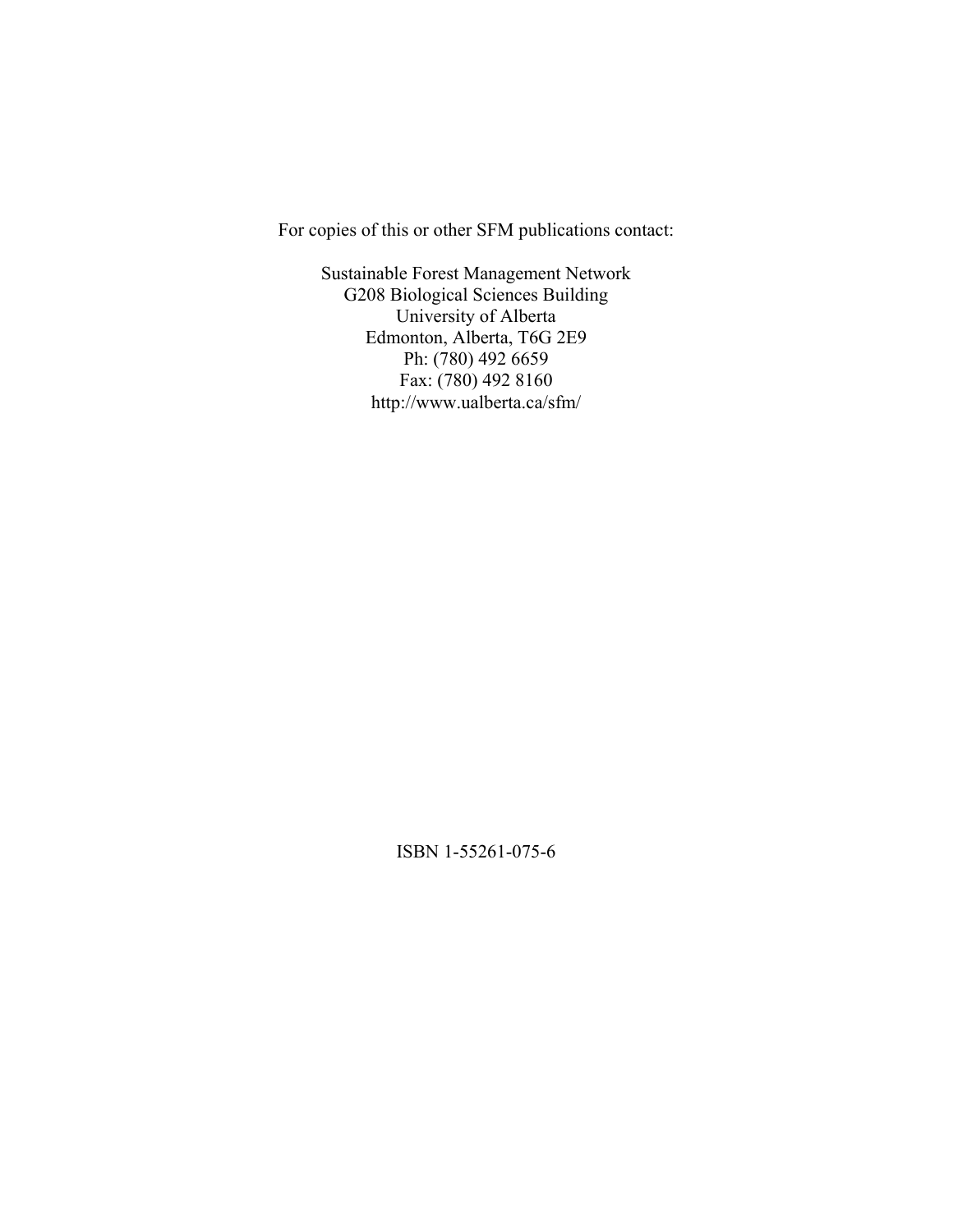For copies of this or other SFM publications contact:

Sustainable Forest Management Network
G208 Biological Sciences Building
University of Alberta
Edmonton, Alberta, T6G 2E9
Ph: (780) 492 6659
Fax: (780) 492 8160
http://www.ualberta.ca/sfm/

ISBN 1-55261-075-6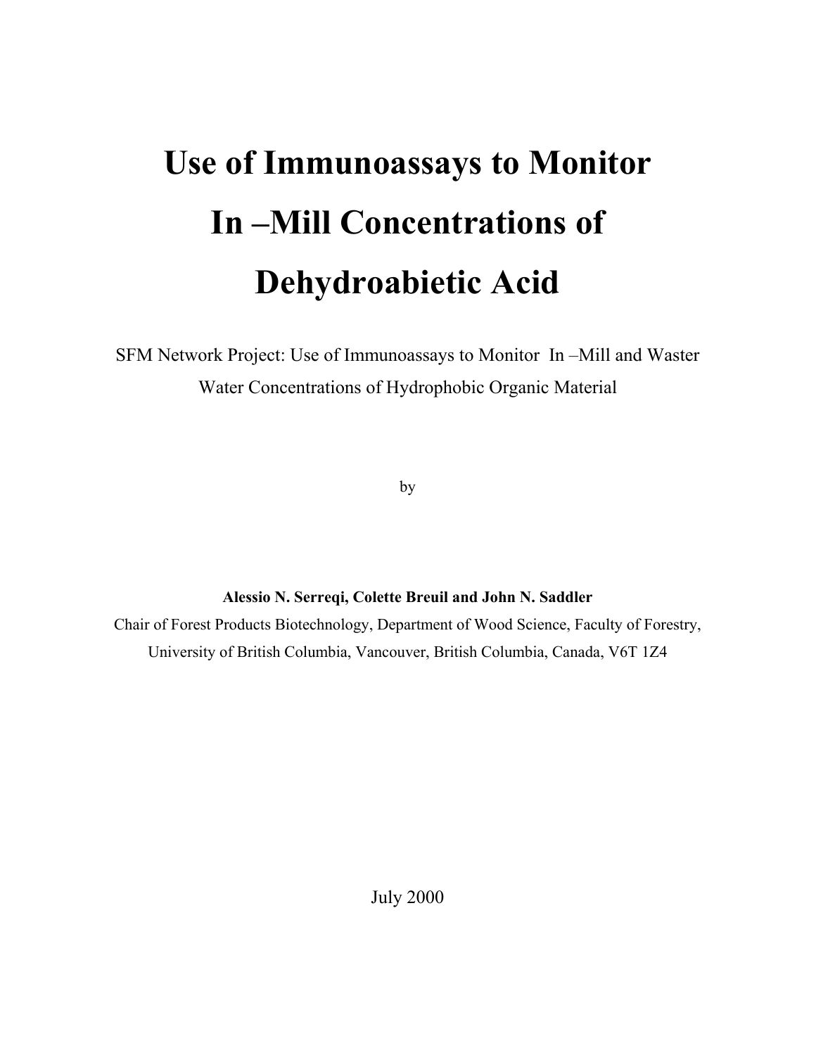# Use of Immunoassays to Monitor In –Mill Concentrations of Dehydroabietic Acid

SFM Network Project: Use of Immunoassays to Monitor In –Mill and Waster Water Concentrations of Hydrophobic Organic Material

by

**Alessio N. Serreqi, Colette Breuil and John N. Saddler**

Chair of Forest Products Biotechnology, Department of Wood Science, Faculty of Forestry, University of British Columbia, Vancouver, British Columbia, Canada, V6T 1Z4

July 2000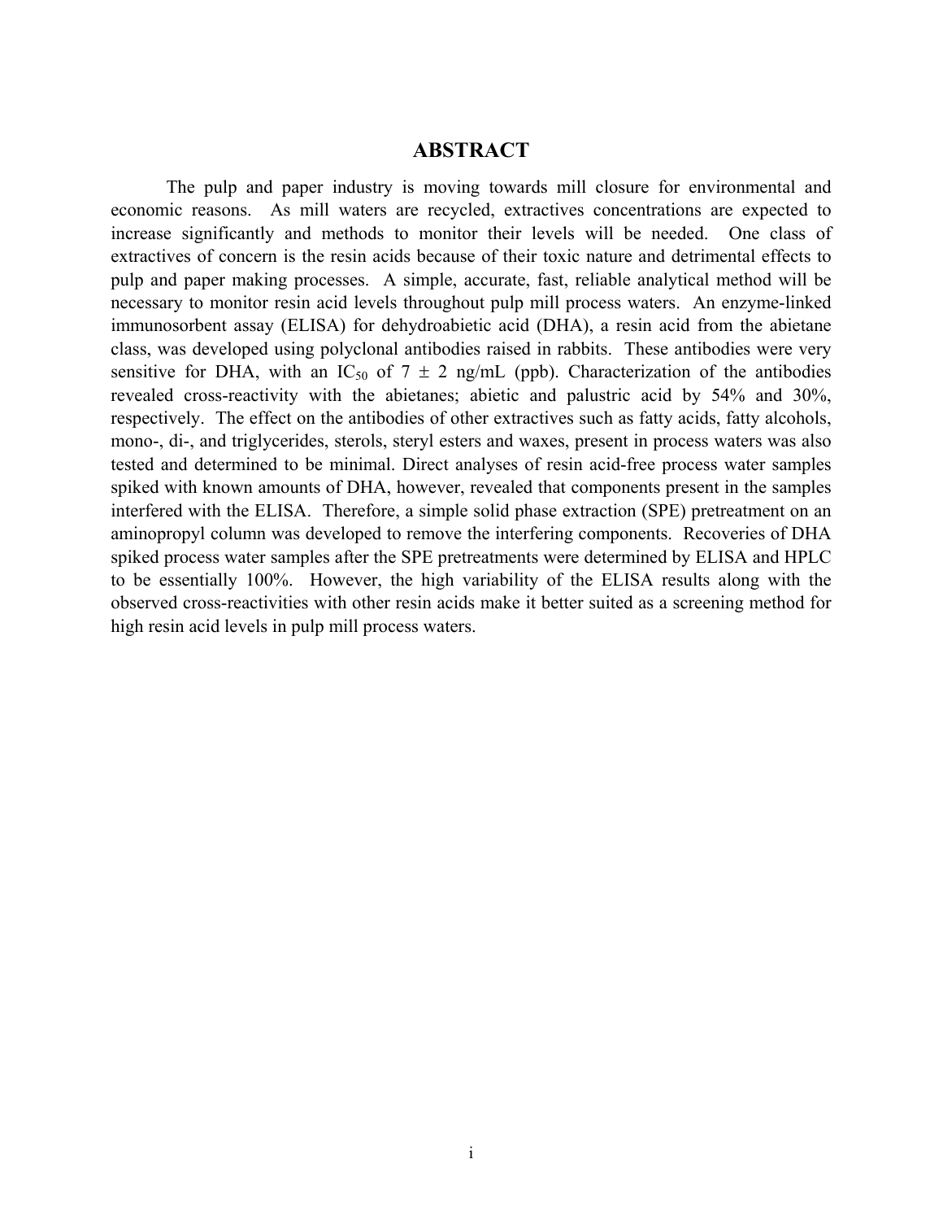# ABSTRACT

The pulp and paper industry is moving towards mill closure for environmental and economic reasons. As mill waters are recycled, extractives concentrations are expected to increase significantly and methods to monitor their levels will be needed. One class of extractives of concern is the resin acids because of their toxic nature and detrimental effects to pulp and paper making processes. A simple, accurate, fast, reliable analytical method will be necessary to monitor resin acid levels throughout pulp mill process waters. An enzyme-linked immunosorbent assay (ELISA) for dehydroabietic acid (DHA), a resin acid from the abietane class, was developed using polyclonal antibodies raised in rabbits. These antibodies were very sensitive for DHA, with an $IC_{50}$ of $7 \pm 2$ ng/mL (ppb). Characterization of the antibodies revealed cross-reactivity with the abietanes; abietic and palustric acid by 54% and 30%, respectively. The effect on the antibodies of other extractives such as fatty acids, fatty alcohols, mono-, di-, and triglycerides, sterols, steryl esters and waxes, present in process waters was also tested and determined to be minimal. Direct analyses of resin acid-free process water samples spiked with known amounts of DHA, however, revealed that components present in the samples interfered with the ELISA. Therefore, a simple solid phase extraction (SPE) pretreatment on an aminopropyl column was developed to remove the interfering components. Recoveries of DHA spiked process water samples after the SPE pretreatments were determined by ELISA and HPLC to be essentially 100%. However, the high variability of the ELISA results along with the observed cross-reactivities with other resin acids make it better suited as a screening method for high resin acid levels in pulp mill process waters.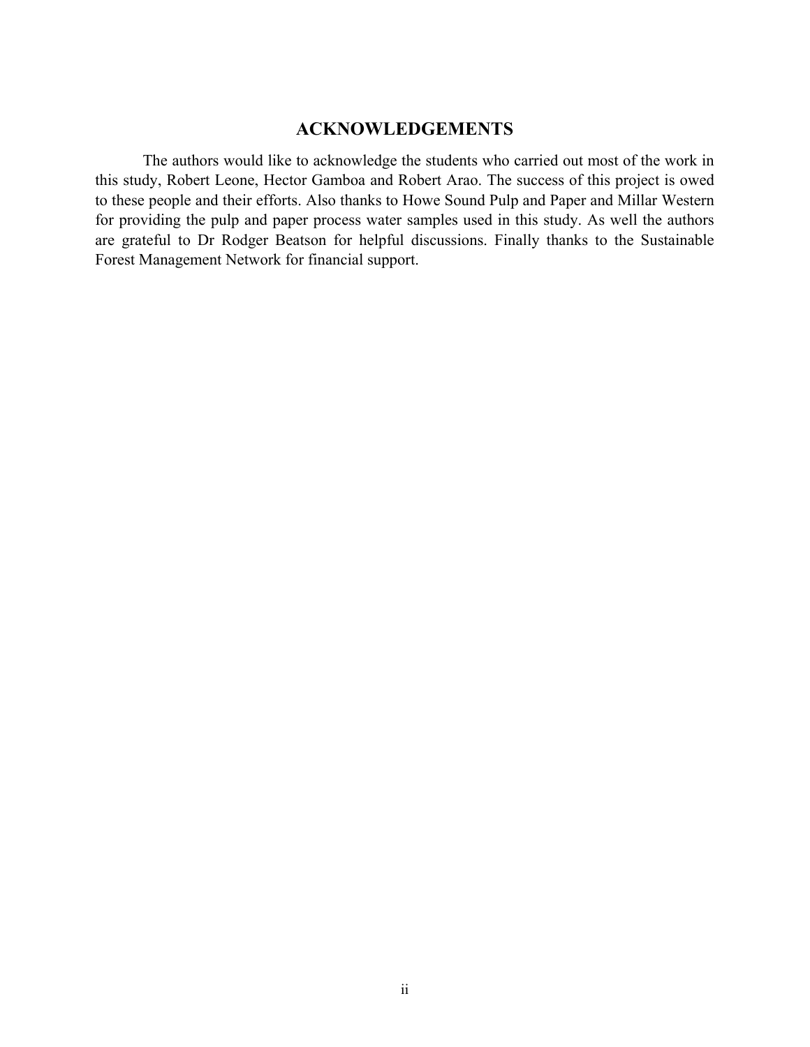## ACKNOWLEDGEMENTS

The authors would like to acknowledge the students who carried out most of the work in this study, Robert Leone, Hector Gamboa and Robert Arao. The success of this project is owed to these people and their efforts. Also thanks to Howe Sound Pulp and Paper and Millar Western for providing the pulp and paper process water samples used in this study. As well the authors are grateful to Dr Rodger Beatson for helpful discussions. Finally thanks to the Sustainable Forest Management Network for financial support.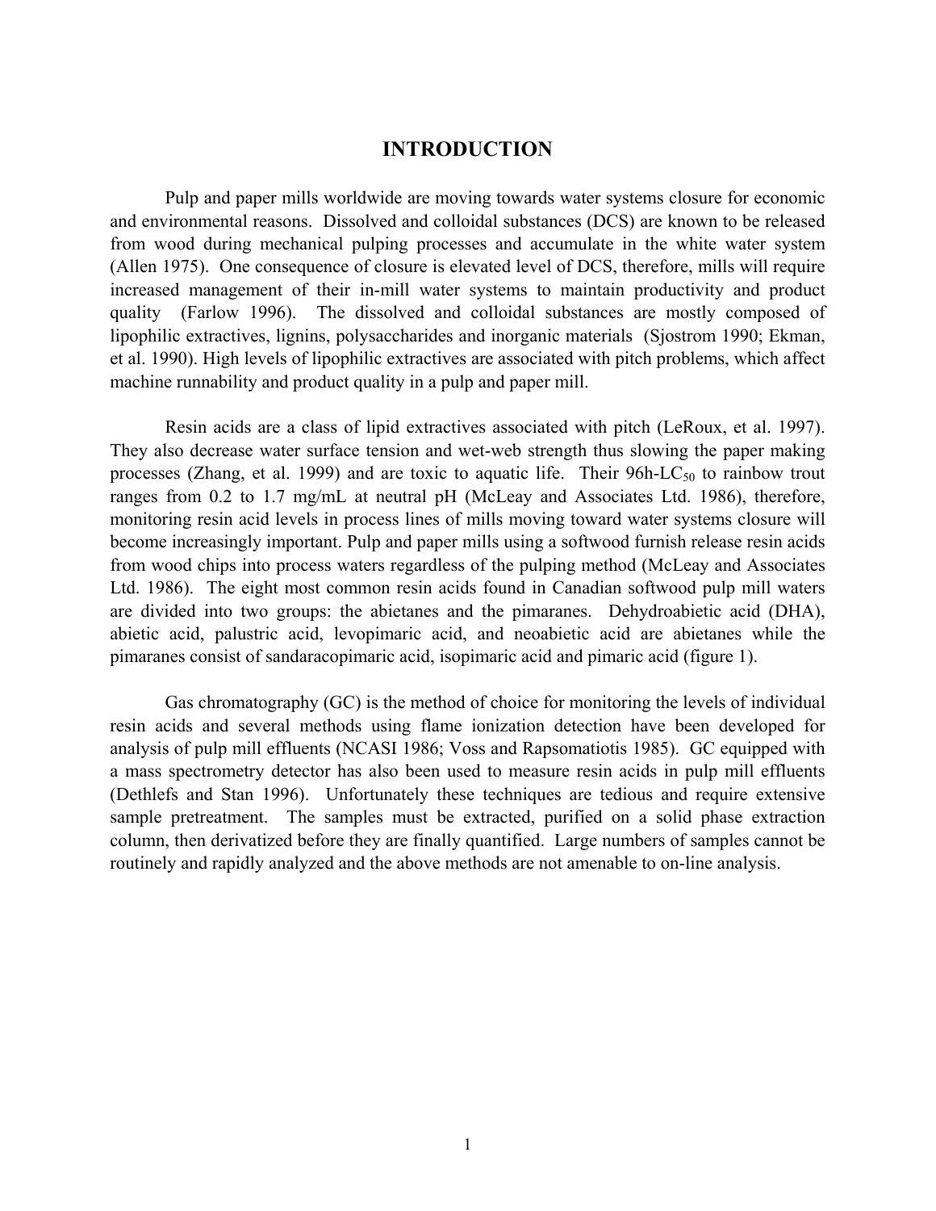# INTRODUCTION

Pulp and paper mills worldwide are moving towards water systems closure for economic and environmental reasons. Dissolved and colloidal substances (DCS) are known to be released from wood during mechanical pulping processes and accumulate in the white water system (Allen 1975). One consequence of closure is elevated level of DCS, therefore, mills will require increased management of their in-mill water systems to maintain productivity and product quality (Farlow 1996). The dissolved and colloidal substances are mostly composed of lipophilic extractives, lignins, polysaccharides and inorganic materials (Sjostrom 1990; Ekman, et al. 1990). High levels of lipophilic extractives are associated with pitch problems, which affect machine runnability and product quality in a pulp and paper mill.

Resin acids are a class of lipid extractives associated with pitch (LeRoux, et al. 1997). They also decrease water surface tension and wet-web strength thus slowing the paper making processes (Zhang, et al. 1999) and are toxic to aquatic life. Their 96h-$LC_{50}$ to rainbow trout ranges from 0.2 to 1.7 mg/mL at neutral pH (McLeay and Associates Ltd. 1986), therefore, monitoring resin acid levels in process lines of mills moving toward water systems closure will become increasingly important. Pulp and paper mills using a softwood furnish release resin acids from wood chips into process waters regardless of the pulping method (McLeay and Associates Ltd. 1986). The eight most common resin acids found in Canadian softwood pulp mill waters are divided into two groups: the abietanes and the pimaranes. Dehydroabietic acid (DHA), abietic acid, palustric acid, levopimaric acid, and neoabietic acid are abietanes while the pimaranes consist of sandaracopimaric acid, isopimaric acid and pimaric acid (figure 1).

Gas chromatography (GC) is the method of choice for monitoring the levels of individual resin acids and several methods using flame ionization detection have been developed for analysis of pulp mill effluents (NCASI 1986; Voss and Rapsomatiotis 1985). GC equipped with a mass spectrometry detector has also been used to measure resin acids in pulp mill effluents (Dethlefs and Stan 1996). Unfortunately these techniques are tedious and require extensive sample pretreatment. The samples must be extracted, purified on a solid phase extraction column, then derivatized before they are finally quantified. Large numbers of samples cannot be routinely and rapidly analyzed and the above methods are not amenable to on-line analysis.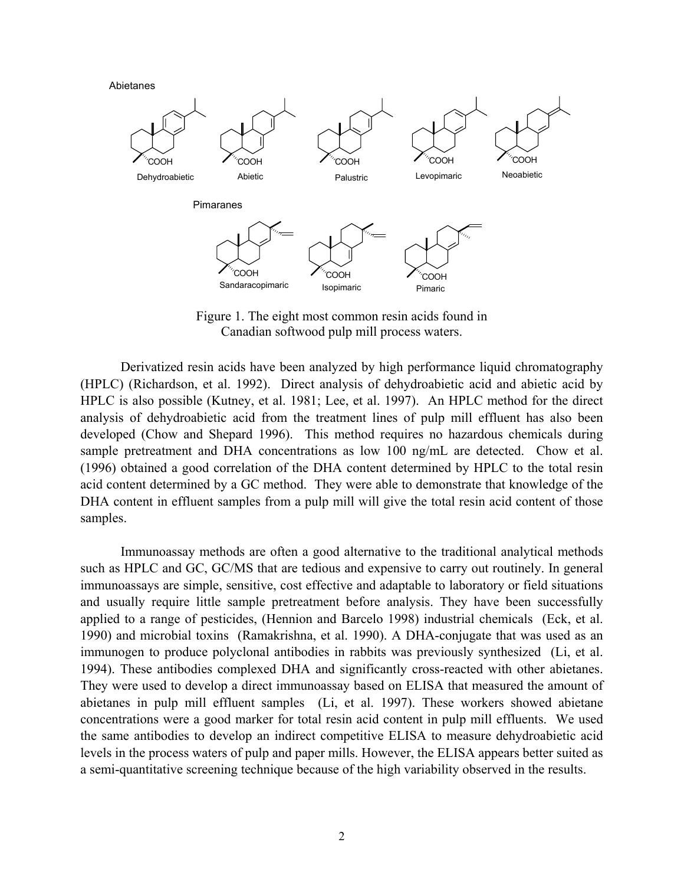Abietanes

Dehydroabietic Abietic Palustric Levopimaric Neoabietic

Pimaranes

Sandaracopimaric Isopimaric Pimaric

Figure 1. The eight most common resin acids found in Canadian softwood pulp mill process waters.

Derivatized resin acids have been analyzed by high performance liquid chromatography (HPLC) (Richardson, et al. 1992). Direct analysis of dehydroabietic acid and abietic acid by HPLC is also possible (Kutney, et al. 1981; Lee, et al. 1997). An HPLC method for the direct analysis of dehydroabietic acid from the treatment lines of pulp mill effluent has also been developed (Chow and Shepard 1996). This method requires no hazardous chemicals during sample pretreatment and DHA concentrations as low 100 ng/mL are detected. Chow et al. (1996) obtained a good correlation of the DHA content determined by HPLC to the total resin acid content determined by a GC method. They were able to demonstrate that knowledge of the DHA content in effluent samples from a pulp mill will give the total resin acid content of those samples.

Immunoassay methods are often a good alternative to the traditional analytical methods such as HPLC and GC, GC/MS that are tedious and expensive to carry out routinely. In general immunoassays are simple, sensitive, cost effective and adaptable to laboratory or field situations and usually require little sample pretreatment before analysis. They have been successfully applied to a range of pesticides, (Hennion and Barcelo 1998) industrial chemicals (Eck, et al. 1990) and microbial toxins (Ramakrishna, et al. 1990). A DHA-conjugate that was used as an immunogen to produce polyclonal antibodies in rabbits was previously synthesized (Li, et al. 1994). These antibodies complexed DHA and significantly cross-reacted with other abietanes. They were used to develop a direct immunoassay based on ELISA that measured the amount of abietanes in pulp mill effluent samples (Li, et al. 1997). These workers showed abietane concentrations were a good marker for total resin acid content in pulp mill effluents. We used the same antibodies to develop an indirect competitive ELISA to measure dehydroabietic acid levels in the process waters of pulp and paper mills. However, the ELISA appears better suited as a semi-quantitative screening technique because of the high variability observed in the results.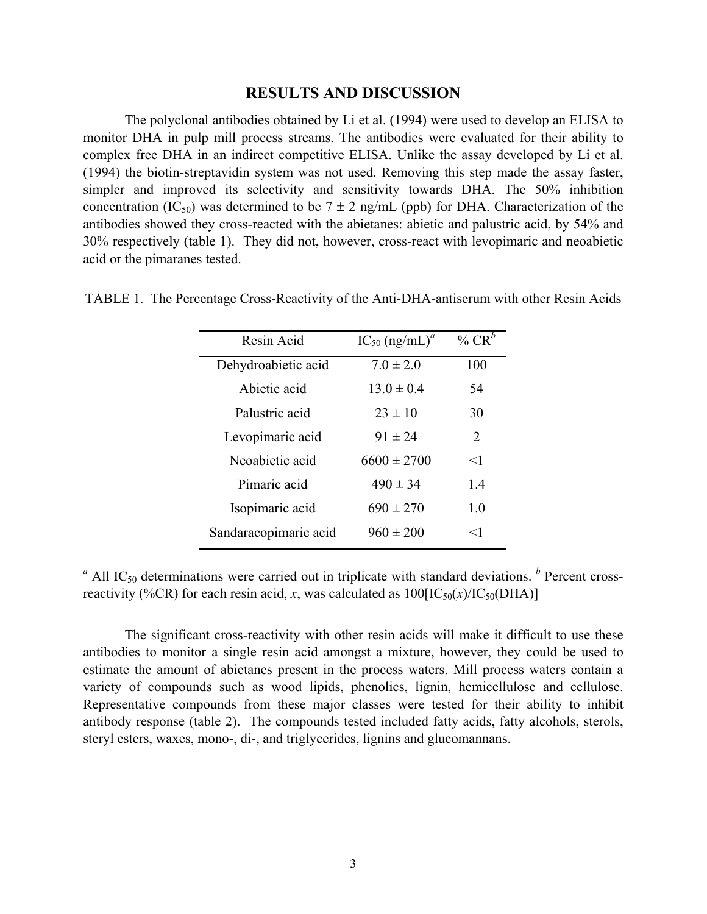## RESULTS AND DISCUSSION

The polyclonal antibodies obtained by Li et al. (1994) were used to develop an ELISA to monitor DHA in pulp mill process streams. The antibodies were evaluated for their ability to complex free DHA in an indirect competitive ELISA. Unlike the assay developed by Li et al. (1994) the biotin-streptavidin system was not used. Removing this step made the assay faster, simpler and improved its selectivity and sensitivity towards DHA. The 50% inhibition concentration ($IC_{50}$) was determined to be $7 \pm 2$ ng/mL (ppb) for DHA. Characterization of the antibodies showed they cross-reacted with the abietanes: abietic and palustric acid, by 54% and 30% respectively (table 1). They did not, however, cross-react with levopimaric and neoabietic acid or the pimaranes tested.

TABLE 1. The Percentage Cross-Reactivity of the Anti-DHA-antiserum with other Resin Acids

| Resin Acid | $IC_{50}$ (ng/mL)[a] | % CR[b] |
|---|---|---|
| Dehydroabietic acid | $7.0 \pm 2.0$ | 100 |
| Abietic acid | $13.0 \pm 0.4$ | 54 |
| Palustric acid | $23 \pm 10$ | 30 |
| Levopimaric acid | $91 \pm 24$ | 2 |
| Neoabietic acid | $6600 \pm 2700$ | <1 |
| Pimaric acid | $490 \pm 34$ | 1.4 |
| Isopimaric acid | $690 \pm 270$ | 1.0 |
| Sandaracopimaric acid | $960 \pm 200$ | <1 |

[a] All $IC_{50}$ determinations were carried out in triplicate with standard deviations. [b] Percent cross-reactivity (%CR) for each resin acid, *x*, was calculated as $100[IC_{50}(x)/IC_{50}(\text{DHA})]$

The significant cross-reactivity with other resin acids will make it difficult to use these antibodies to monitor a single resin acid amongst a mixture, however, they could be used to estimate the amount of abietanes present in the process waters. Mill process waters contain a variety of compounds such as wood lipids, phenolics, lignin, hemicellulose and cellulose. Representative compounds from these major classes were tested for their ability to inhibit antibody response (table 2). The compounds tested included fatty acids, fatty alcohols, sterols, steryl esters, waxes, mono-, di-, and triglycerides, lignins and glucomannans.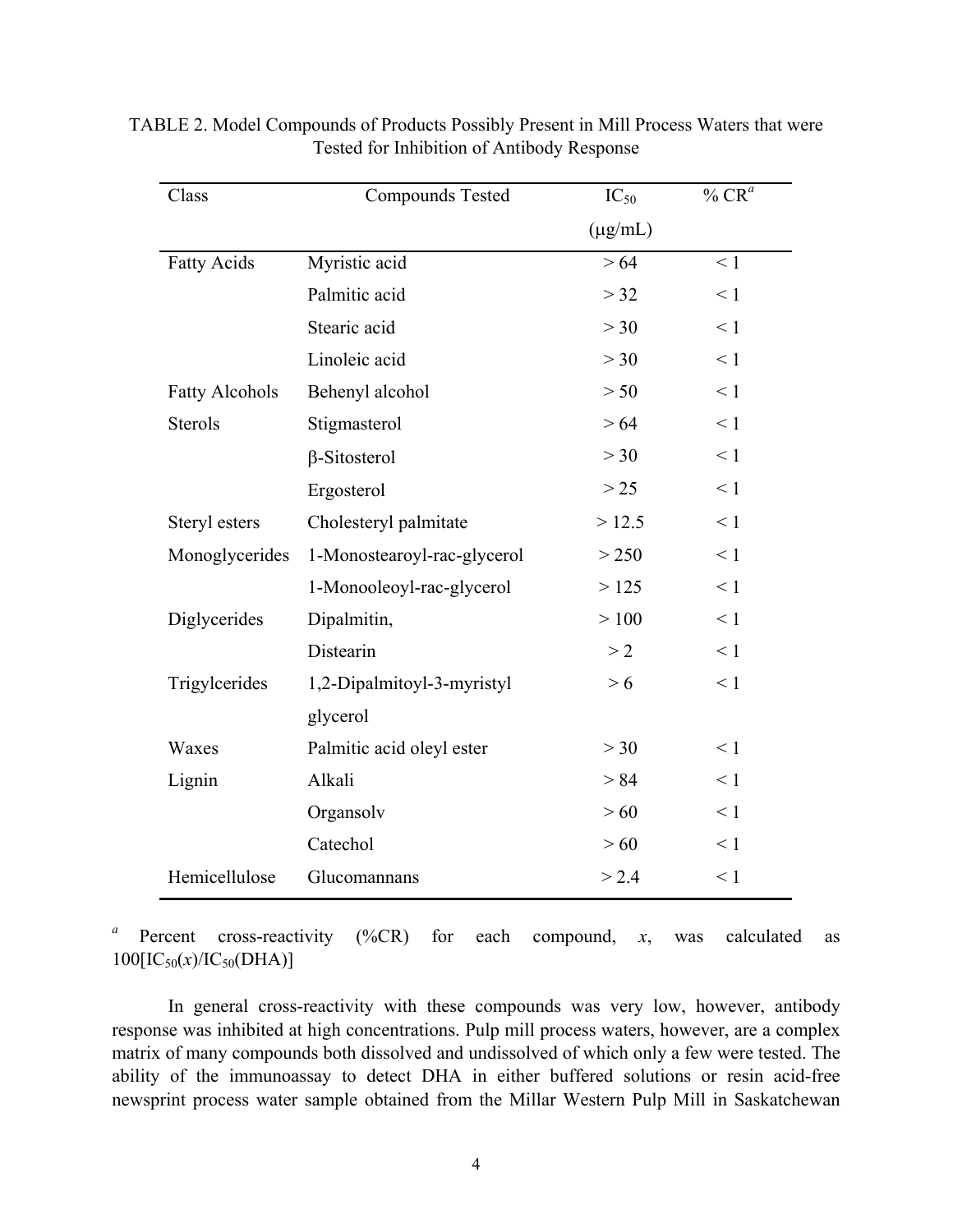TABLE 2. Model Compounds of Products Possibly Present in Mill Process Waters that were Tested for Inhibition of Antibody Response

| Class | Compounds Tested | $IC_{50}$ (μg/mL) | % CR[a] |
|---|---|---|---|
| Fatty Acids | Myristic acid | > 64 | < 1 |
| | Palmitic acid | > 32 | < 1 |
| | Stearic acid | > 30 | < 1 |
| | Linoleic acid | > 30 | < 1 |
| Fatty Alcohols | Behenyl alcohol | > 50 | < 1 |
| Sterols | Stigmasterol | > 64 | < 1 |
| | β-Sitosterol | > 30 | < 1 |
| | Ergosterol | > 25 | < 1 |
| Steryl esters | Cholesteryl palmitate | > 12.5 | < 1 |
| Monoglycerides | 1-Monostearoyl-rac-glycerol | > 250 | < 1 |
| | 1-Monooleoyl-rac-glycerol | > 125 | < 1 |
| Diglycerides | Dipalmitin, | > 100 | < 1 |
| | Distearin | > 2 | < 1 |
| Trigylcerides | 1,2-Dipalmitoyl-3-myristyl glycerol | > 6 | < 1 |
| Waxes | Palmitic acid oleyl ester | > 30 | < 1 |
| Lignin | Alkali | > 84 | < 1 |
| | Organsolv | > 60 | < 1 |
| | Catechol | > 60 | < 1 |
| Hemicellulose | Glucomannans | > 2.4 | < 1 |

[a] Percent cross-reactivity (%CR) for each compound, *x*, was calculated as $100[IC_{50}(x)/IC_{50}(DHA)]$

In general cross-reactivity with these compounds was very low, however, antibody response was inhibited at high concentrations. Pulp mill process waters, however, are a complex matrix of many compounds both dissolved and undissolved of which only a few were tested. The ability of the immunoassay to detect DHA in either buffered solutions or resin acid-free newsprint process water sample obtained from the Millar Western Pulp Mill in Saskatchewan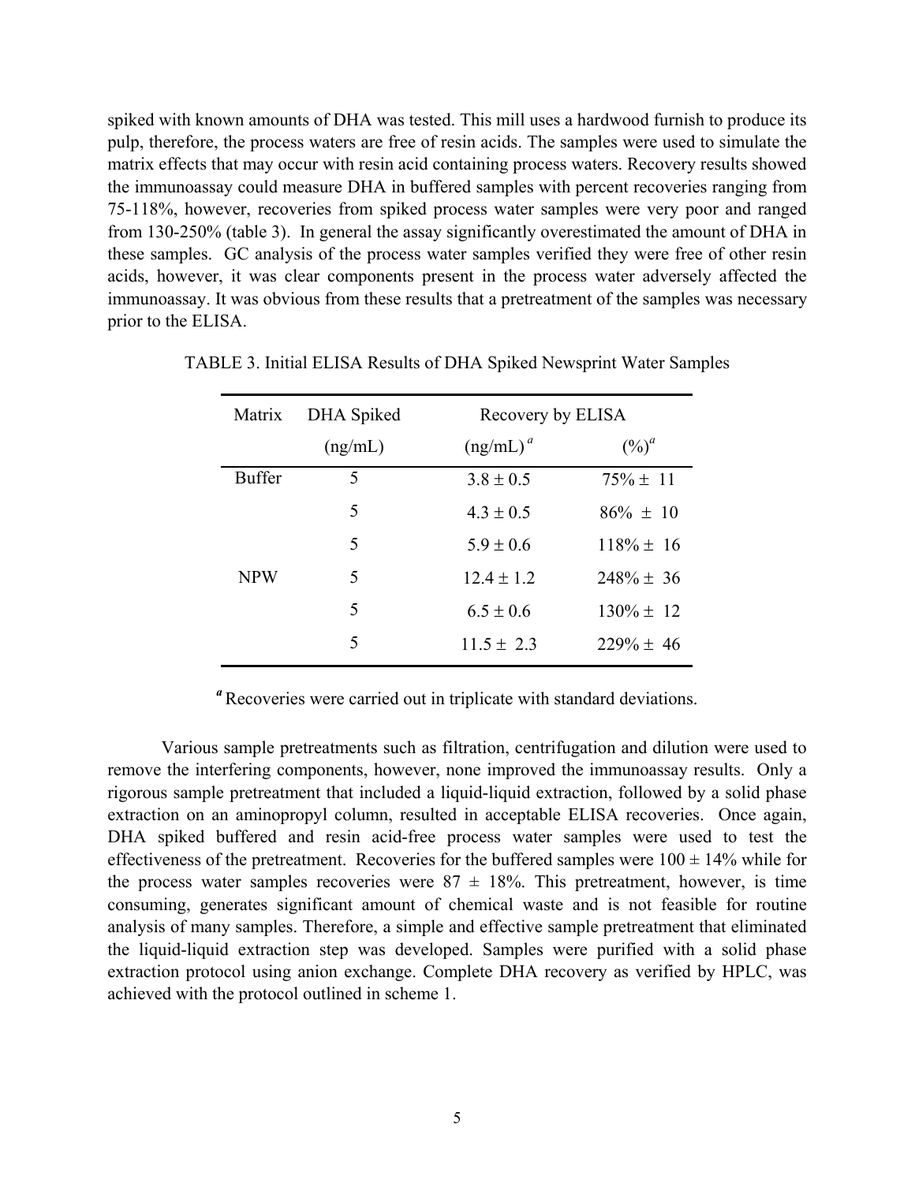spiked with known amounts of DHA was tested. This mill uses a hardwood furnish to produce its pulp, therefore, the process waters are free of resin acids. The samples were used to simulate the matrix effects that may occur with resin acid containing process waters. Recovery results showed the immunoassay could measure DHA in buffered samples with percent recoveries ranging from 75-118%, however, recoveries from spiked process water samples were very poor and ranged from 130-250% (table 3). In general the assay significantly overestimated the amount of DHA in these samples. GC analysis of the process water samples verified they were free of other resin acids, however, it was clear components present in the process water adversely affected the immunoassay. It was obvious from these results that a pretreatment of the samples was necessary prior to the ELISA.

TABLE 3. Initial ELISA Results of DHA Spiked Newsprint Water Samples

| Matrix | DHA Spiked (ng/mL) | Recovery by ELISA (ng/mL)[a] | (%)[a] |
|---|---|---|---|
| Buffer | 5 | 3.8 ± 0.5 | 75% ± 11 |
| | 5 | 4.3 ± 0.5 | 86% ± 10 |
| | 5 | 5.9 ± 0.6 | 118% ± 16 |
| NPW | 5 | 12.4 ± 1.2 | 248% ± 36 |
| | 5 | 6.5 ± 0.6 | 130% ± 12 |
| | 5 | 11.5 ± 2.3 | 229% ± 46 |

[a] Recoveries were carried out in triplicate with standard deviations.

Various sample pretreatments such as filtration, centrifugation and dilution were used to remove the interfering components, however, none improved the immunoassay results. Only a rigorous sample pretreatment that included a liquid-liquid extraction, followed by a solid phase extraction on an aminopropyl column, resulted in acceptable ELISA recoveries. Once again, DHA spiked buffered and resin acid-free process water samples were used to test the effectiveness of the pretreatment. Recoveries for the buffered samples were 100 ± 14% while for the process water samples recoveries were 87 ± 18%. This pretreatment, however, is time consuming, generates significant amount of chemical waste and is not feasible for routine analysis of many samples. Therefore, a simple and effective sample pretreatment that eliminated the liquid-liquid extraction step was developed. Samples were purified with a solid phase extraction protocol using anion exchange. Complete DHA recovery as verified by HPLC, was achieved with the protocol outlined in scheme 1.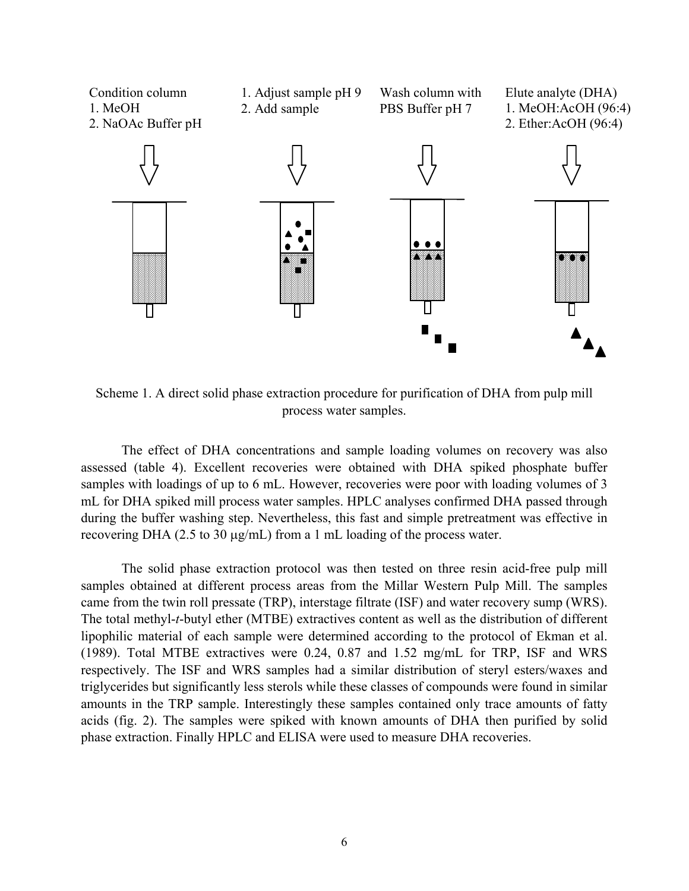Condition column
1. MeOH
2. NaOAc Buffer pH

1. Adjust sample pH 9
2. Add sample

Wash column with PBS Buffer pH 7

Elute analyte (DHA)
1. MeOH:AcOH (96:4)
2. Ether:AcOH (96:4)

Scheme 1. A direct solid phase extraction procedure for purification of DHA from pulp mill process water samples.

The effect of DHA concentrations and sample loading volumes on recovery was also assessed (table 4). Excellent recoveries were obtained with DHA spiked phosphate buffer samples with loadings of up to 6 mL. However, recoveries were poor with loading volumes of 3 mL for DHA spiked mill process water samples. HPLC analyses confirmed DHA passed through during the buffer washing step. Nevertheless, this fast and simple pretreatment was effective in recovering DHA (2.5 to 30 μg/mL) from a 1 mL loading of the process water.

The solid phase extraction protocol was then tested on three resin acid-free pulp mill samples obtained at different process areas from the Millar Western Pulp Mill. The samples came from the twin roll pressate (TRP), interstage filtrate (ISF) and water recovery sump (WRS). The total methyl-*t*-butyl ether (MTBE) extractives content as well as the distribution of different lipophilic material of each sample were determined according to the protocol of Ekman et al. (1989). Total MTBE extractives were 0.24, 0.87 and 1.52 mg/mL for TRP, ISF and WRS respectively. The ISF and WRS samples had a similar distribution of steryl esters/waxes and triglycerides but significantly less sterols while these classes of compounds were found in similar amounts in the TRP sample. Interestingly these samples contained only trace amounts of fatty acids (fig. 2). The samples were spiked with known amounts of DHA then purified by solid phase extraction. Finally HPLC and ELISA were used to measure DHA recoveries.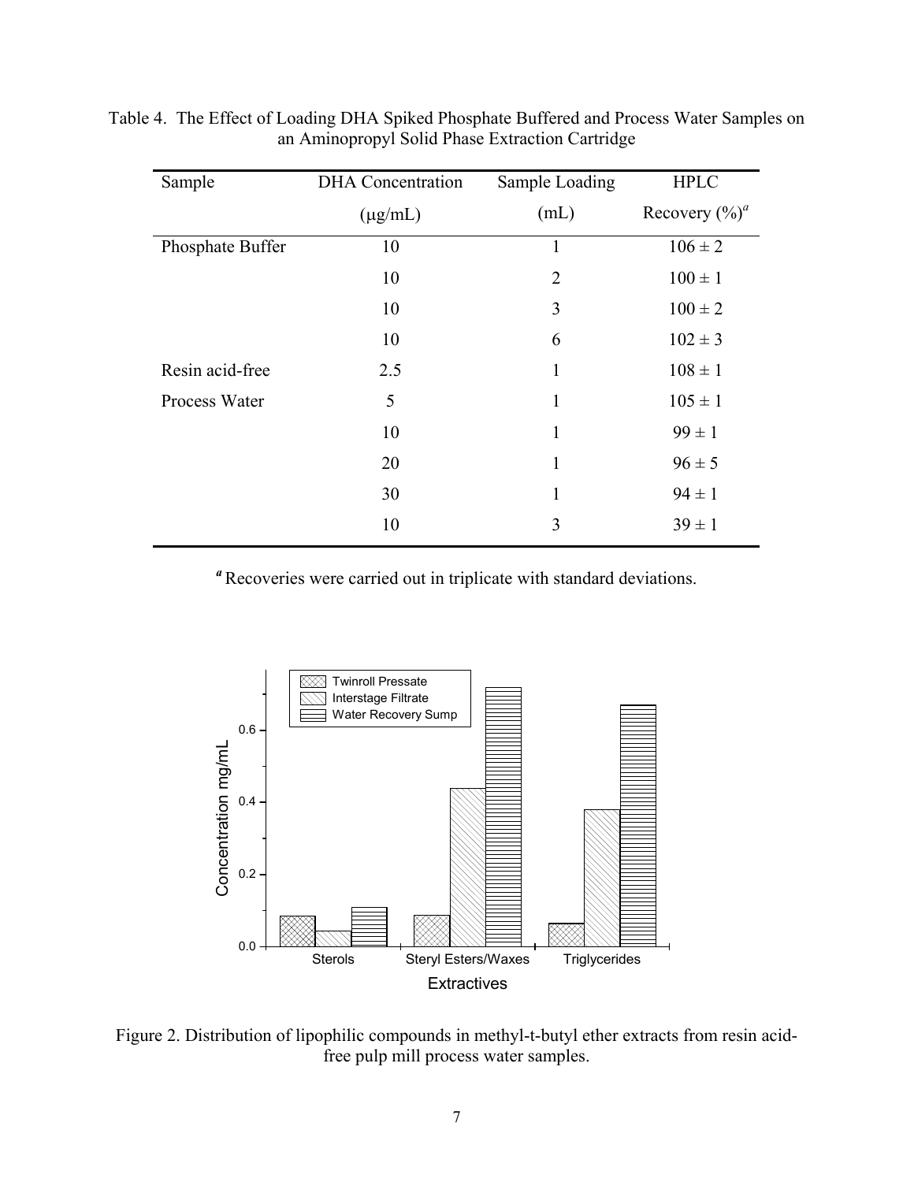Table 4. The Effect of Loading DHA Spiked Phosphate Buffered and Process Water Samples on an Aminopropyl Solid Phase Extraction Cartridge

| Sample | DHA Concentration (μg/mL) | Sample Loading (mL) | HPLC Recovery (%)[a] |
|---|---|---|---|
| Phosphate Buffer | 10 | 1 | 106 ± 2 |
| | 10 | 2 | 100 ± 1 |
| | 10 | 3 | 100 ± 2 |
| | 10 | 6 | 102 ± 3 |
| Resin acid-free | 2.5 | 1 | 108 ± 1 |
| Process Water | 5 | 1 | 105 ± 1 |
| | 10 | 1 | 99 ± 1 |
| | 20 | 1 | 96 ± 5 |
| | 30 | 1 | 94 ± 1 |
| | 10 | 3 | 39 ± 1 |

[a] Recoveries were carried out in triplicate with standard deviations.

Figure 2. Distribution of lipophilic compounds in methyl-t-butyl ether extracts from resin acid-free pulp mill process water samples.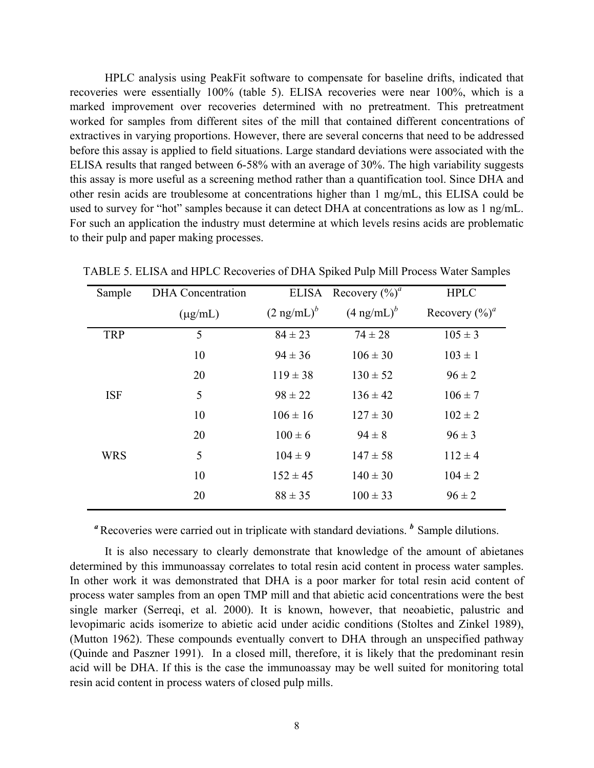HPLC analysis using PeakFit software to compensate for baseline drifts, indicated that recoveries were essentially 100% (table 5). ELISA recoveries were near 100%, which is a marked improvement over recoveries determined with no pretreatment. This pretreatment worked for samples from different sites of the mill that contained different concentrations of extractives in varying proportions. However, there are several concerns that need to be addressed before this assay is applied to field situations. Large standard deviations were associated with the ELISA results that ranged between 6-58% with an average of 30%. The high variability suggests this assay is more useful as a screening method rather than a quantification tool. Since DHA and other resin acids are troublesome at concentrations higher than 1 mg/mL, this ELISA could be used to survey for "hot" samples because it can detect DHA at concentrations as low as 1 ng/mL. For such an application the industry must determine at which levels resins acids are problematic to their pulp and paper making processes.

TABLE 5. ELISA and HPLC Recoveries of DHA Spiked Pulp Mill Process Water Samples

| Sample | DHA Concentration (μg/mL) | ELISA Recovery (%)[a] (2 ng/mL)[b] | ELISA Recovery (%)[a] (4 ng/mL)[b] | HPLC Recovery (%)[a] |
|---|---|---|---|---|
| TRP | 5 | 84 ± 23 | 74 ± 28 | 105 ± 3 |
| | 10 | 94 ± 36 | 106 ± 30 | 103 ± 1 |
| | 20 | 119 ± 38 | 130 ± 52 | 96 ± 2 |
| ISF | 5 | 98 ± 22 | 136 ± 42 | 106 ± 7 |
| | 10 | 106 ± 16 | 127 ± 30 | 102 ± 2 |
| | 20 | 100 ± 6 | 94 ± 8 | 96 ± 3 |
| WRS | 5 | 104 ± 9 | 147 ± 58 | 112 ± 4 |
| | 10 | 152 ± 45 | 140 ± 30 | 104 ± 2 |
| | 20 | 88 ± 35 | 100 ± 33 | 96 ± 2 |

[a] Recoveries were carried out in triplicate with standard deviations. [b] Sample dilutions.

It is also necessary to clearly demonstrate that knowledge of the amount of abietanes determined by this immunoassay correlates to total resin acid content in process water samples. In other work it was demonstrated that DHA is a poor marker for total resin acid content of process water samples from an open TMP mill and that abietic acid concentrations were the best single marker (Serreqi, et al. 2000). It is known, however, that neoabietic, palustric and levopimaric acids isomerize to abietic acid under acidic conditions (Stoltes and Zinkel 1989), (Mutton 1962). These compounds eventually convert to DHA through an unspecified pathway (Quinde and Paszner 1991). In a closed mill, therefore, it is likely that the predominant resin acid will be DHA. If this is the case the immunoassay may be well suited for monitoring total resin acid content in process waters of closed pulp mills.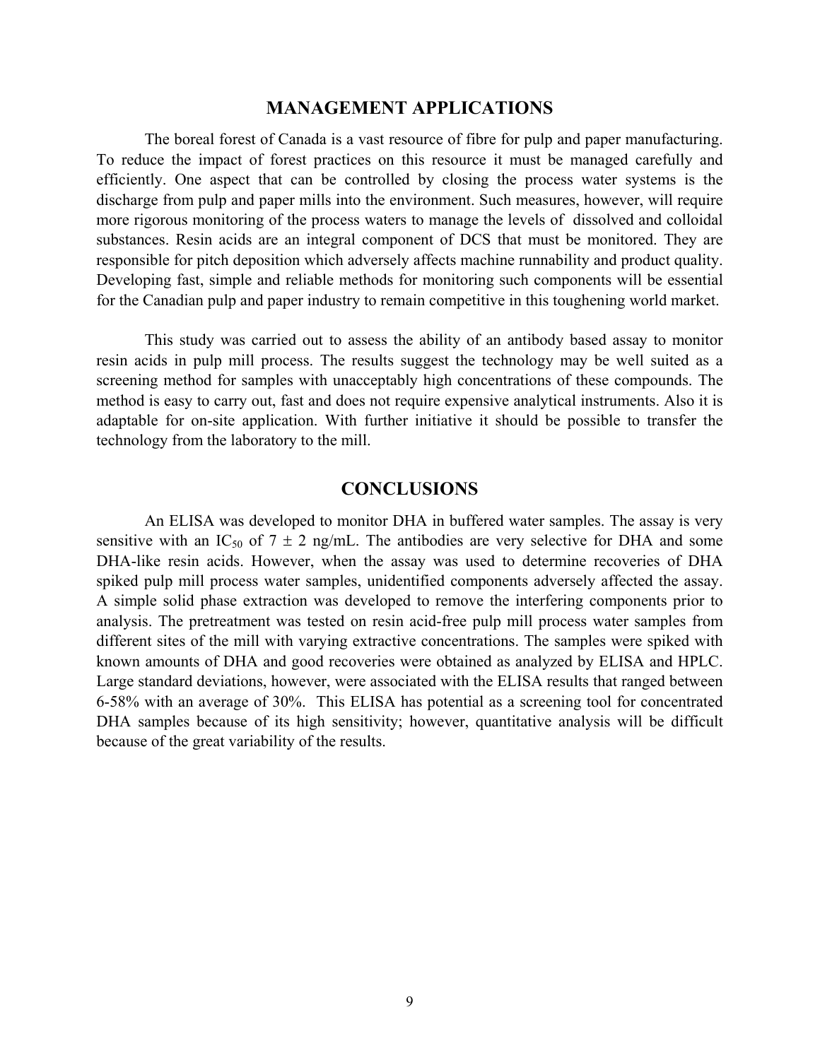## MANAGEMENT APPLICATIONS

The boreal forest of Canada is a vast resource of fibre for pulp and paper manufacturing. To reduce the impact of forest practices on this resource it must be managed carefully and efficiently. One aspect that can be controlled by closing the process water systems is the discharge from pulp and paper mills into the environment. Such measures, however, will require more rigorous monitoring of the process waters to manage the levels of dissolved and colloidal substances. Resin acids are an integral component of DCS that must be monitored. They are responsible for pitch deposition which adversely affects machine runnability and product quality. Developing fast, simple and reliable methods for monitoring such components will be essential for the Canadian pulp and paper industry to remain competitive in this toughening world market.

This study was carried out to assess the ability of an antibody based assay to monitor resin acids in pulp mill process. The results suggest the technology may be well suited as a screening method for samples with unacceptably high concentrations of these compounds. The method is easy to carry out, fast and does not require expensive analytical instruments. Also it is adaptable for on-site application. With further initiative it should be possible to transfer the technology from the laboratory to the mill.

## CONCLUSIONS

An ELISA was developed to monitor DHA in buffered water samples. The assay is very sensitive with an $IC_{50}$ of $7 \pm 2$ ng/mL. The antibodies are very selective for DHA and some DHA-like resin acids. However, when the assay was used to determine recoveries of DHA spiked pulp mill process water samples, unidentified components adversely affected the assay. A simple solid phase extraction was developed to remove the interfering components prior to analysis. The pretreatment was tested on resin acid-free pulp mill process water samples from different sites of the mill with varying extractive concentrations. The samples were spiked with known amounts of DHA and good recoveries were obtained as analyzed by ELISA and HPLC. Large standard deviations, however, were associated with the ELISA results that ranged between 6-58% with an average of 30%. This ELISA has potential as a screening tool for concentrated DHA samples because of its high sensitivity; however, quantitative analysis will be difficult because of the great variability of the results.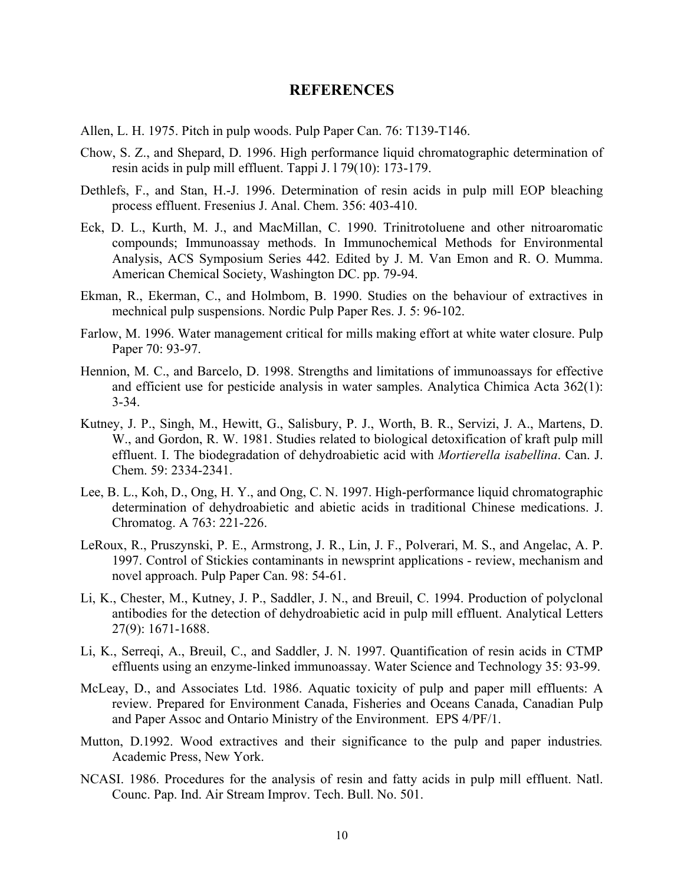## REFERENCES

Allen, L. H. 1975. Pitch in pulp woods. Pulp Paper Can. 76: T139-T146.

Chow, S. Z., and Shepard, D. 1996. High performance liquid chromatographic determination of resin acids in pulp mill effluent. Tappi J. l 79(10): 173-179.

Dethlefs, F., and Stan, H.-J. 1996. Determination of resin acids in pulp mill EOP bleaching process effluent. Fresenius J. Anal. Chem. 356: 403-410.

Eck, D. L., Kurth, M. J., and MacMillan, C. 1990. Trinitrotoluene and other nitroaromatic compounds; Immunoassay methods. In Immunochemical Methods for Environmental Analysis, ACS Symposium Series 442. Edited by J. M. Van Emon and R. O. Mumma. American Chemical Society, Washington DC. pp. 79-94.

Ekman, R., Ekerman, C., and Holmbom, B. 1990. Studies on the behaviour of extractives in mechnical pulp suspensions. Nordic Pulp Paper Res. J. 5: 96-102.

Farlow, M. 1996. Water management critical for mills making effort at white water closure. Pulp Paper 70: 93-97.

Hennion, M. C., and Barcelo, D. 1998. Strengths and limitations of immunoassays for effective and efficient use for pesticide analysis in water samples. Analytica Chimica Acta 362(1): 3-34.

Kutney, J. P., Singh, M., Hewitt, G., Salisbury, P. J., Worth, B. R., Servizi, J. A., Martens, D. W., and Gordon, R. W. 1981. Studies related to biological detoxification of kraft pulp mill effluent. I. The biodegradation of dehydroabietic acid with *Mortierella isabellina*. Can. J. Chem. 59: 2334-2341.

Lee, B. L., Koh, D., Ong, H. Y., and Ong, C. N. 1997. High-performance liquid chromatographic determination of dehydroabietic and abietic acids in traditional Chinese medications. J. Chromatog. A 763: 221-226.

LeRoux, R., Pruszynski, P. E., Armstrong, J. R., Lin, J. F., Polverari, M. S., and Angelac, A. P. 1997. Control of Stickies contaminants in newsprint applications - review, mechanism and novel approach. Pulp Paper Can. 98: 54-61.

Li, K., Chester, M., Kutney, J. P., Saddler, J. N., and Breuil, C. 1994. Production of polyclonal antibodies for the detection of dehydroabietic acid in pulp mill effluent. Analytical Letters 27(9): 1671-1688.

Li, K., Serreqi, A., Breuil, C., and Saddler, J. N. 1997. Quantification of resin acids in CTMP effluents using an enzyme-linked immunoassay. Water Science and Technology 35: 93-99.

McLeay, D., and Associates Ltd. 1986. Aquatic toxicity of pulp and paper mill effluents: A review. Prepared for Environment Canada, Fisheries and Oceans Canada, Canadian Pulp and Paper Assoc and Ontario Ministry of the Environment. EPS 4/PF/1.

Mutton, D.1992. Wood extractives and their significance to the pulp and paper industries. Academic Press, New York.

NCASI. 1986. Procedures for the analysis of resin and fatty acids in pulp mill effluent. Natl. Counc. Pap. Ind. Air Stream Improv. Tech. Bull. No. 501.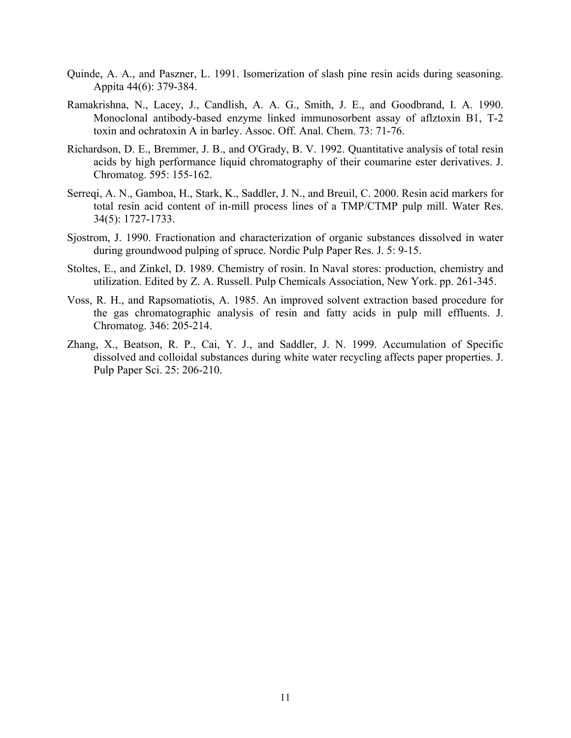Quinde, A. A., and Paszner, L. 1991. Isomerization of slash pine resin acids during seasoning. Appita 44(6): 379-384.

Ramakrishna, N., Lacey, J., Candlish, A. A. G., Smith, J. E., and Goodbrand, I. A. 1990. Monoclonal antibody-based enzyme linked immunosorbent assay of aflztoxin B1, T-2 toxin and ochratoxin A in barley. Assoc. Off. Anal. Chem. 73: 71-76.

Richardson, D. E., Bremmer, J. B., and O'Grady, B. V. 1992. Quantitative analysis of total resin acids by high performance liquid chromatography of their coumarine ester derivatives. J. Chromatog. 595: 155-162.

Serreqi, A. N., Gamboa, H., Stark, K., Saddler, J. N., and Breuil, C. 2000. Resin acid markers for total resin acid content of in-mill process lines of a TMP/CTMP pulp mill. Water Res. 34(5): 1727-1733.

Sjostrom, J. 1990. Fractionation and characterization of organic substances dissolved in water during groundwood pulping of spruce. Nordic Pulp Paper Res. J. 5: 9-15.

Stoltes, E., and Zinkel, D. 1989. Chemistry of rosin. In Naval stores: production, chemistry and utilization. Edited by Z. A. Russell. Pulp Chemicals Association, New York. pp. 261-345.

Voss, R. H., and Rapsomatiotis, A. 1985. An improved solvent extraction based procedure for the gas chromatographic analysis of resin and fatty acids in pulp mill effluents. J. Chromatog. 346: 205-214.

Zhang, X., Beatson, R. P., Cai, Y. J., and Saddler, J. N. 1999. Accumulation of Specific dissolved and colloidal substances during white water recycling affects paper properties. J. Pulp Paper Sci. 25: 206-210.